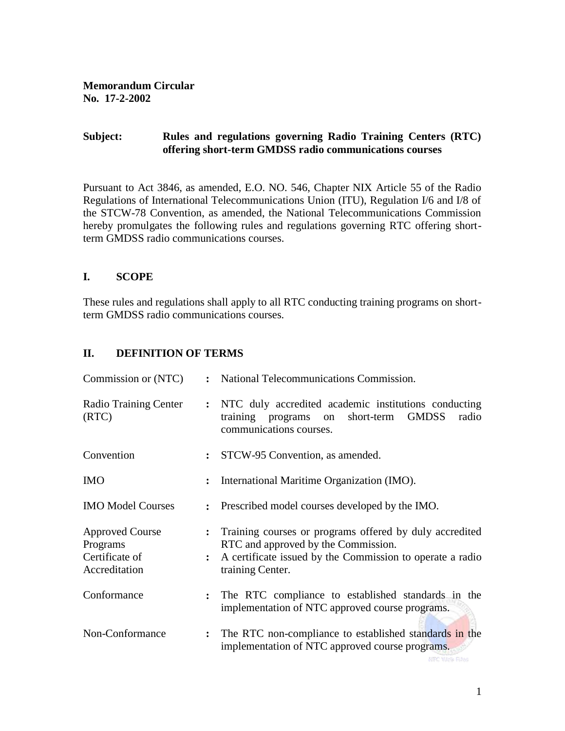**Memorandum Circular**
**No. 17-2-2002**

**Subject:** **Rules and regulations governing Radio Training Centers (RTC) offering short-term GMDSS radio communications courses**

Pursuant to Act 3846, as amended, E.O. NO. 546, Chapter NIX Article 55 of the Radio Regulations of International Telecommunications Union (ITU), Regulation I/6 and I/8 of the STCW-78 Convention, as amended, the National Telecommunications Commission hereby promulgates the following rules and regulations governing RTC offering short-term GMDSS radio communications courses.

## I. SCOPE

These rules and regulations shall apply to all RTC conducting training programs on short-term GMDSS radio communications courses.

## II. DEFINITION OF TERMS

| | | |
|---|---|---|
| Commission or (NTC) | : | National Telecommunications Commission. |
| Radio Training Center (RTC) | : | NTC duly accredited academic institutions conducting training programs on short-term GMDSS radio communications courses. |
| Convention | : | STCW-95 Convention, as amended. |
| IMO | : | International Maritime Organization (IMO). |
| IMO Model Courses | : | Prescribed model courses developed by the IMO. |
| Approved Course Programs | : | Training courses or programs offered by duly accredited RTC and approved by the Commission. |
| Certificate of Accreditation | : | A certificate issued by the Commission to operate a radio training Center. |
| Conformance | : | The RTC compliance to established standards in the implementation of NTC approved course programs. |
| Non-Conformance | : | The RTC non-compliance to established standards in the implementation of NTC approved course programs. |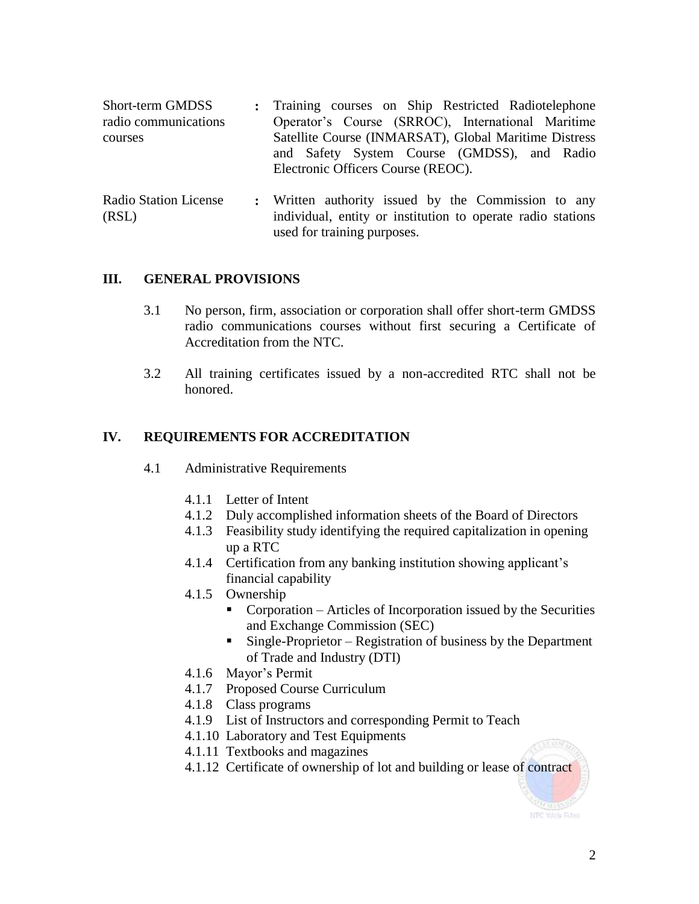| | | |
|---|---|---|
| Short-term GMDSS radio communications courses | : | Training courses on Ship Restricted Radiotelephone Operator's Course (SRROC), International Maritime Satellite Course (INMARSAT), Global Maritime Distress and Safety System Course (GMDSS), and Radio Electronic Officers Course (REOC). |
| Radio Station License (RSL) | : | Written authority issued by the Commission to any individual, entity or institution to operate radio stations used for training purposes. |

## III. GENERAL PROVISIONS

3.1 No person, firm, association or corporation shall offer short-term GMDSS radio communications courses without first securing a Certificate of Accreditation from the NTC.

3.2 All training certificates issued by a non-accredited RTC shall not be honored.

## IV. REQUIREMENTS FOR ACCREDITATION

4.1 Administrative Requirements

- 4.1.1 Letter of Intent
- 4.1.2 Duly accomplished information sheets of the Board of Directors
- 4.1.3 Feasibility study identifying the required capitalization in opening up a RTC
- 4.1.4 Certification from any banking institution showing applicant's financial capability
- 4.1.5 Ownership
  - Corporation – Articles of Incorporation issued by the Securities and Exchange Commission (SEC)
  - Single-Proprietor – Registration of business by the Department of Trade and Industry (DTI)
- 4.1.6 Mayor's Permit
- 4.1.7 Proposed Course Curriculum
- 4.1.8 Class programs
- 4.1.9 List of Instructors and corresponding Permit to Teach
- 4.1.10 Laboratory and Test Equipments
- 4.1.11 Textbooks and magazines
- 4.1.12 Certificate of ownership of lot and building or lease of contract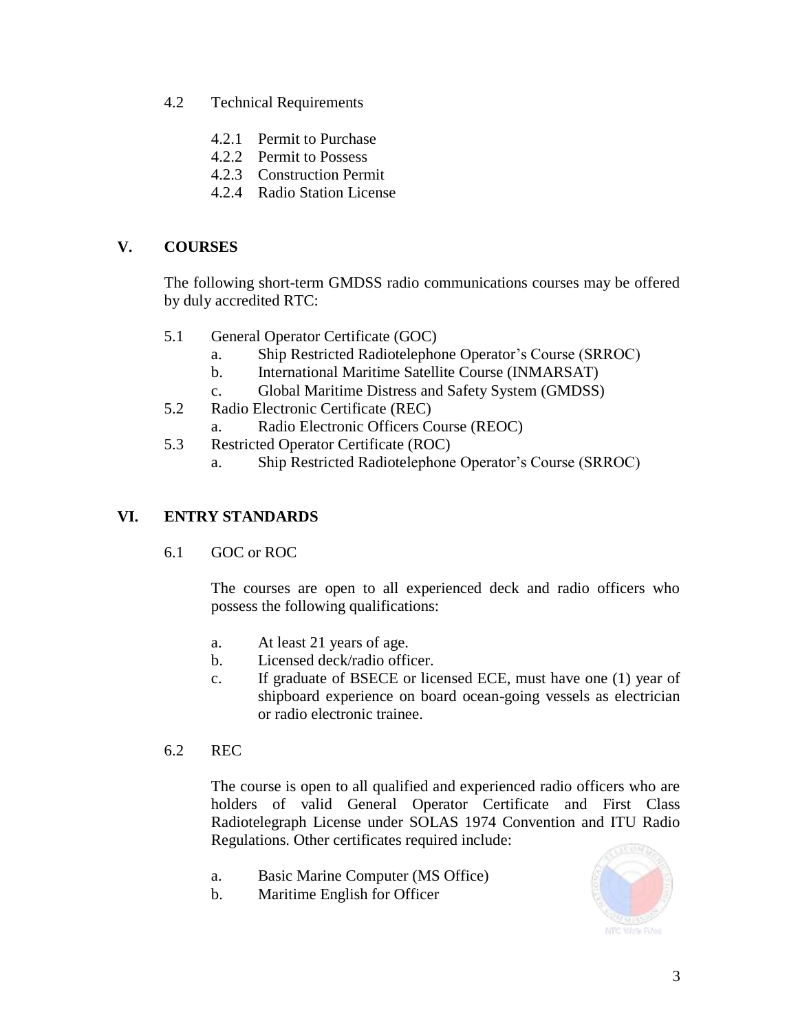4.2 Technical Requirements

- 4.2.1 Permit to Purchase
- 4.2.2 Permit to Possess
- 4.2.3 Construction Permit
- 4.2.4 Radio Station License

## V. COURSES

The following short-term GMDSS radio communications courses may be offered by duly accredited RTC:

5.1 General Operator Certificate (GOC)
   - a. Ship Restricted Radiotelephone Operator's Course (SRROC)
   - b. International Maritime Satellite Course (INMARSAT)
   - c. Global Maritime Distress and Safety System (GMDSS)

5.2 Radio Electronic Certificate (REC)
   - a. Radio Electronic Officers Course (REOC)

5.3 Restricted Operator Certificate (ROC)
   - a. Ship Restricted Radiotelephone Operator's Course (SRROC)

## VI. ENTRY STANDARDS

6.1 GOC or ROC

The courses are open to all experienced deck and radio officers who possess the following qualifications:

- a. At least 21 years of age.
- b. Licensed deck/radio officer.
- c. If graduate of BSECE or licensed ECE, must have one (1) year of shipboard experience on board ocean-going vessels as electrician or radio electronic trainee.

6.2 REC

The course is open to all qualified and experienced radio officers who are holders of valid General Operator Certificate and First Class Radiotelegraph License under SOLAS 1974 Convention and ITU Radio Regulations. Other certificates required include:

- a. Basic Marine Computer (MS Office)
- b. Maritime English for Officer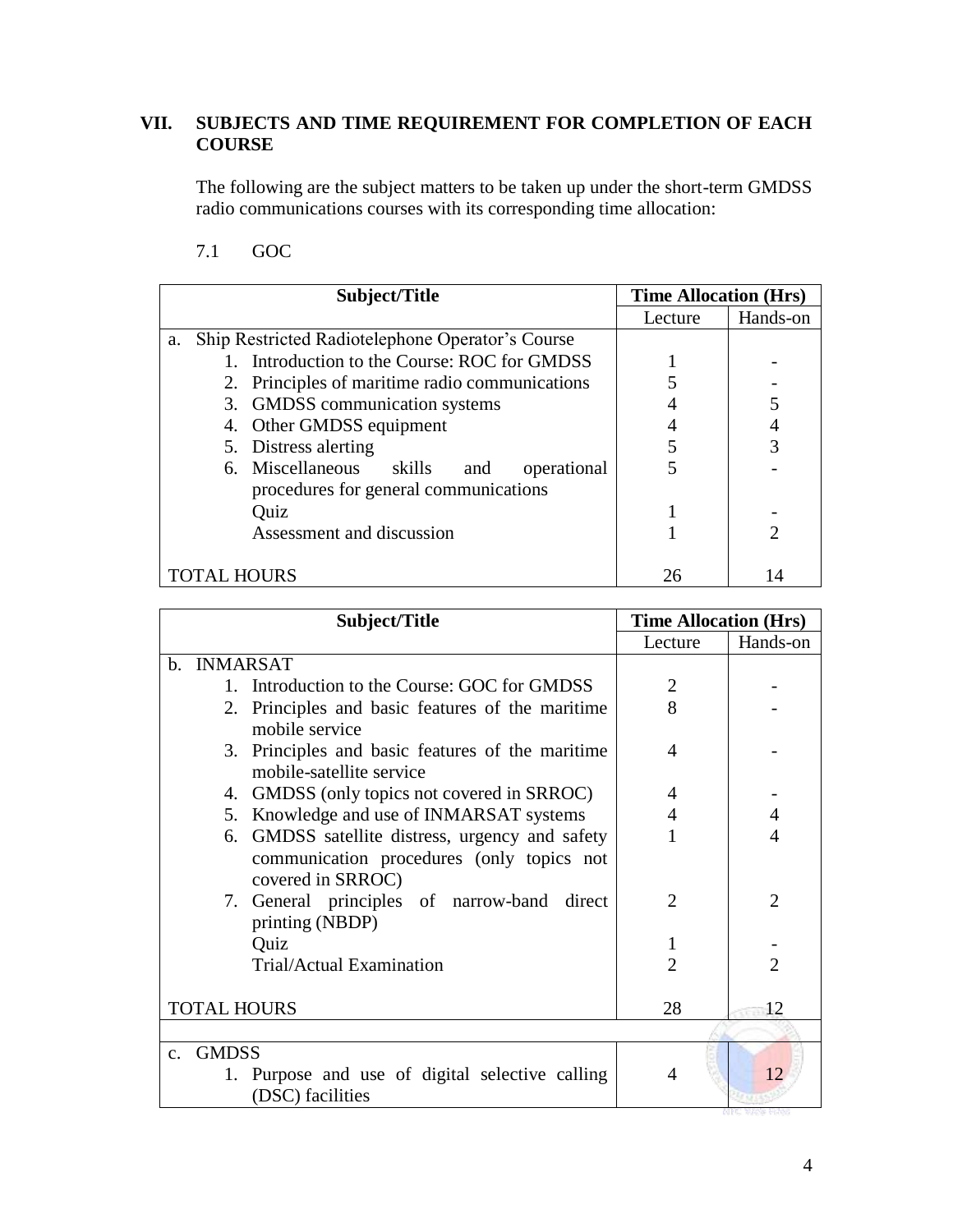## VII. SUBJECTS AND TIME REQUIREMENT FOR COMPLETION OF EACH COURSE

The following are the subject matters to be taken up under the short-term GMDSS radio communications courses with its corresponding time allocation:

### 7.1 GOC

| Subject/Title | Time Allocation (Hrs) | |
|---|---|---|
| | Lecture | Hands-on |
| a. Ship Restricted Radiotelephone Operator's Course | | |
| 1. Introduction to the Course: ROC for GMDSS | 1 | - |
| 2. Principles of maritime radio communications | 5 | - |
| 3. GMDSS communication systems | 4 | 5 |
| 4. Other GMDSS equipment | 4 | 4 |
| 5. Distress alerting | 5 | 3 |
| 6. Miscellaneous skills and operational procedures for general communications | 5 | - |
| Quiz | 1 | - |
| Assessment and discussion | 1 | 2 |
| TOTAL HOURS | 26 | 14 |

| Subject/Title | Time Allocation (Hrs) | |
|---|---|---|
| | Lecture | Hands-on |
| b. INMARSAT | | |
| 1. Introduction to the Course: GOC for GMDSS | 2 | - |
| 2. Principles and basic features of the maritime mobile service | 8 | - |
| 3. Principles and basic features of the maritime mobile-satellite service | 4 | - |
| 4. GMDSS (only topics not covered in SRROC) | 4 | - |
| 5. Knowledge and use of INMARSAT systems | 4 | 4 |
| 6. GMDSS satellite distress, urgency and safety communication procedures (only topics not covered in SRROC) | 1 | 4 |
| 7. General principles of narrow-band direct printing (NBDP) | 2 | 2 |
| Quiz | 1 | - |
| Trial/Actual Examination | 2 | 2 |
| TOTAL HOURS | 28 | 12 |
| | | |
| c. GMDSS | | |
| 1. Purpose and use of digital selective calling (DSC) facilities | 4 | 12 |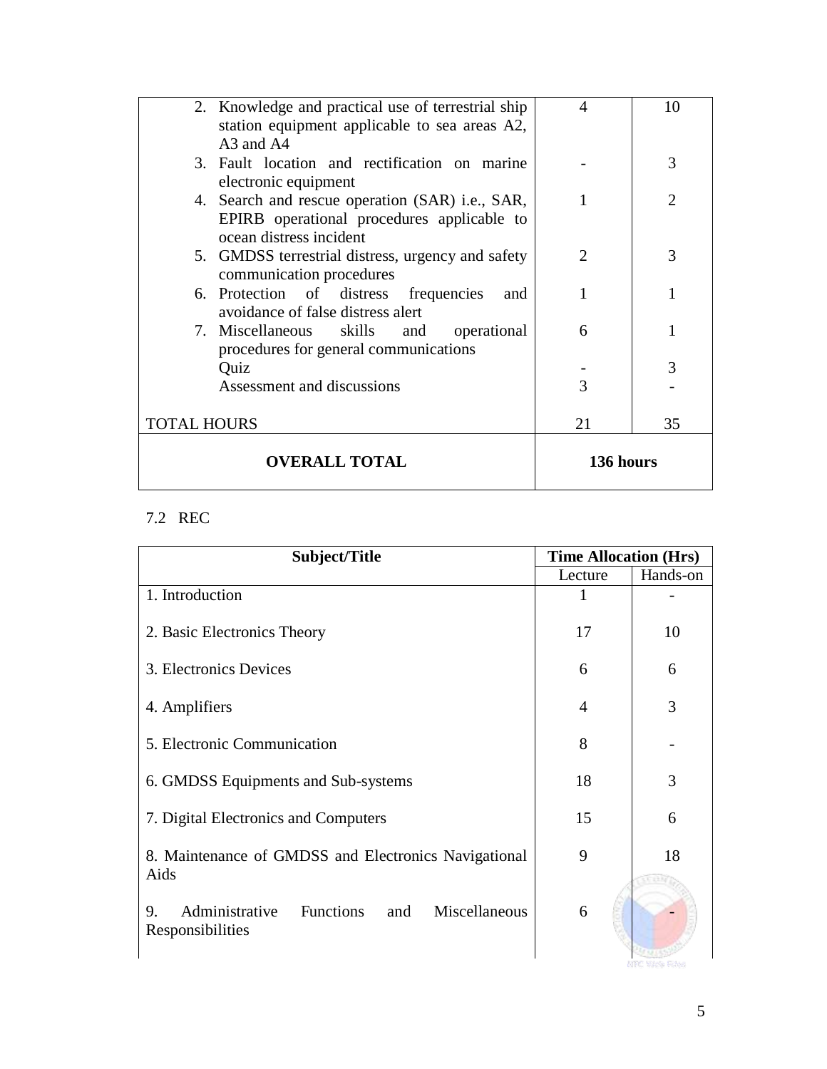| | | |
|---|---|---|
| 2. Knowledge and practical use of terrestrial ship station equipment applicable to sea areas A2, A3 and A4 | 4 | 10 |
| 3. Fault location and rectification on marine electronic equipment | - | 3 |
| 4. Search and rescue operation (SAR) i.e., SAR, EPIRB operational procedures applicable to ocean distress incident | 1 | 2 |
| 5. GMDSS terrestrial distress, urgency and safety communication procedures | 2 | 3 |
| 6. Protection of distress frequencies and avoidance of false distress alert | 1 | 1 |
| 7. Miscellaneous skills and operational procedures for general communications | 6 | 1 |
| Quiz | - | 3 |
| Assessment and discussions | 3 | - |
| TOTAL HOURS | 21 | 35 |
| **OVERALL TOTAL** | **136 hours** | |

7.2 REC

| Subject/Title | Time Allocation (Hrs) | |
|---|---|---|
| | Lecture | Hands-on |
| 1. Introduction | 1 | - |
| 2. Basic Electronics Theory | 17 | 10 |
| 3. Electronics Devices | 6 | 6 |
| 4. Amplifiers | 4 | 3 |
| 5. Electronic Communication | 8 | - |
| 6. GMDSS Equipments and Sub-systems | 18 | 3 |
| 7. Digital Electronics and Computers | 15 | 6 |
| 8. Maintenance of GMDSS and Electronics Navigational Aids | 9 | 18 |
| 9. Administrative Functions and Miscellaneous Responsibilities | 6 | - |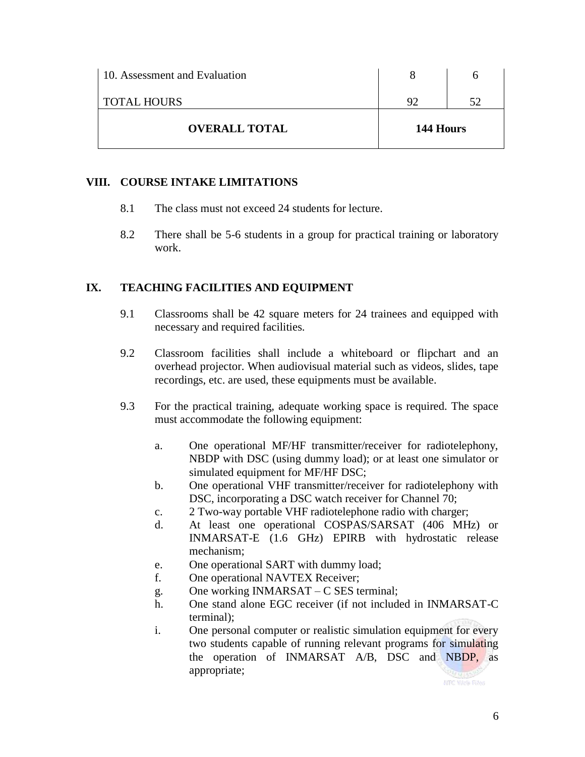| | | |
|---|---|---|
| 10. Assessment and Evaluation | 8 | 6 |
| TOTAL HOURS | 92 | 52 |
| **OVERALL TOTAL** | **144 Hours** | |

## VIII. COURSE INTAKE LIMITATIONS

8.1 The class must not exceed 24 students for lecture.

8.2 There shall be 5-6 students in a group for practical training or laboratory work.

## IX. TEACHING FACILITIES AND EQUIPMENT

9.1 Classrooms shall be 42 square meters for 24 trainees and equipped with necessary and required facilities.

9.2 Classroom facilities shall include a whiteboard or flipchart and an overhead projector. When audiovisual material such as videos, slides, tape recordings, etc. are used, these equipments must be available.

9.3 For the practical training, adequate working space is required. The space must accommodate the following equipment:

a. One operational MF/HF transmitter/receiver for radiotelephony, NBDP with DSC (using dummy load); or at least one simulator or simulated equipment for MF/HF DSC;

b. One operational VHF transmitter/receiver for radiotelephony with DSC, incorporating a DSC watch receiver for Channel 70;

c. 2 Two-way portable VHF radiotelephone radio with charger;

d. At least one operational COSPAS/SARSAT (406 MHz) or INMARSAT-E (1.6 GHz) EPIRB with hydrostatic release mechanism;

e. One operational SART with dummy load;

f. One operational NAVTEX Receiver;

g. One working INMARSAT – C SES terminal;

h. One stand alone EGC receiver (if not included in INMARSAT-C terminal);

i. One personal computer or realistic simulation equipment for every two students capable of running relevant programs for simulating the operation of INMARSAT A/B, DSC and NBDP, as appropriate;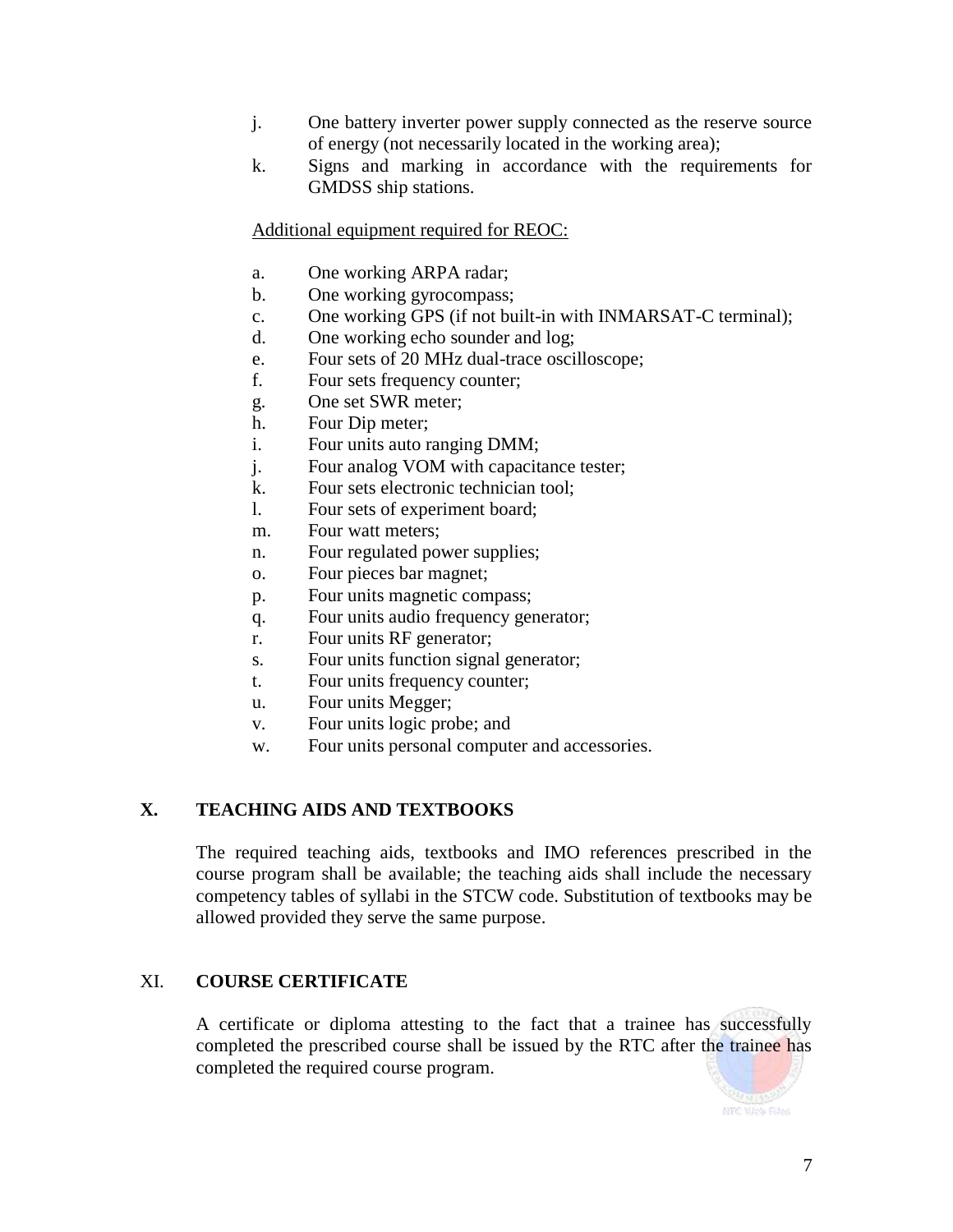j. One battery inverter power supply connected as the reserve source of energy (not necessarily located in the working area);

k. Signs and marking in accordance with the requirements for GMDSS ship stations.

Additional equipment required for REOC:

a. One working ARPA radar;
b. One working gyrocompass;
c. One working GPS (if not built-in with INMARSAT-C terminal);
d. One working echo sounder and log;
e. Four sets of 20 MHz dual-trace oscilloscope;
f. Four sets frequency counter;
g. One set SWR meter;
h. Four Dip meter;
i. Four units auto ranging DMM;
j. Four analog VOM with capacitance tester;
k. Four sets electronic technician tool;
l. Four sets of experiment board;
m. Four watt meters;
n. Four regulated power supplies;
o. Four pieces bar magnet;
p. Four units magnetic compass;
q. Four units audio frequency generator;
r. Four units RF generator;
s. Four units function signal generator;
t. Four units frequency counter;
u. Four units Megger;
v. Four units logic probe; and
w. Four units personal computer and accessories.

## X. TEACHING AIDS AND TEXTBOOKS

The required teaching aids, textbooks and IMO references prescribed in the course program shall be available; the teaching aids shall include the necessary competency tables of syllabi in the STCW code. Substitution of textbooks may be allowed provided they serve the same purpose.

## XI. COURSE CERTIFICATE

A certificate or diploma attesting to the fact that a trainee has successfully completed the prescribed course shall be issued by the RTC after the trainee has completed the required course program.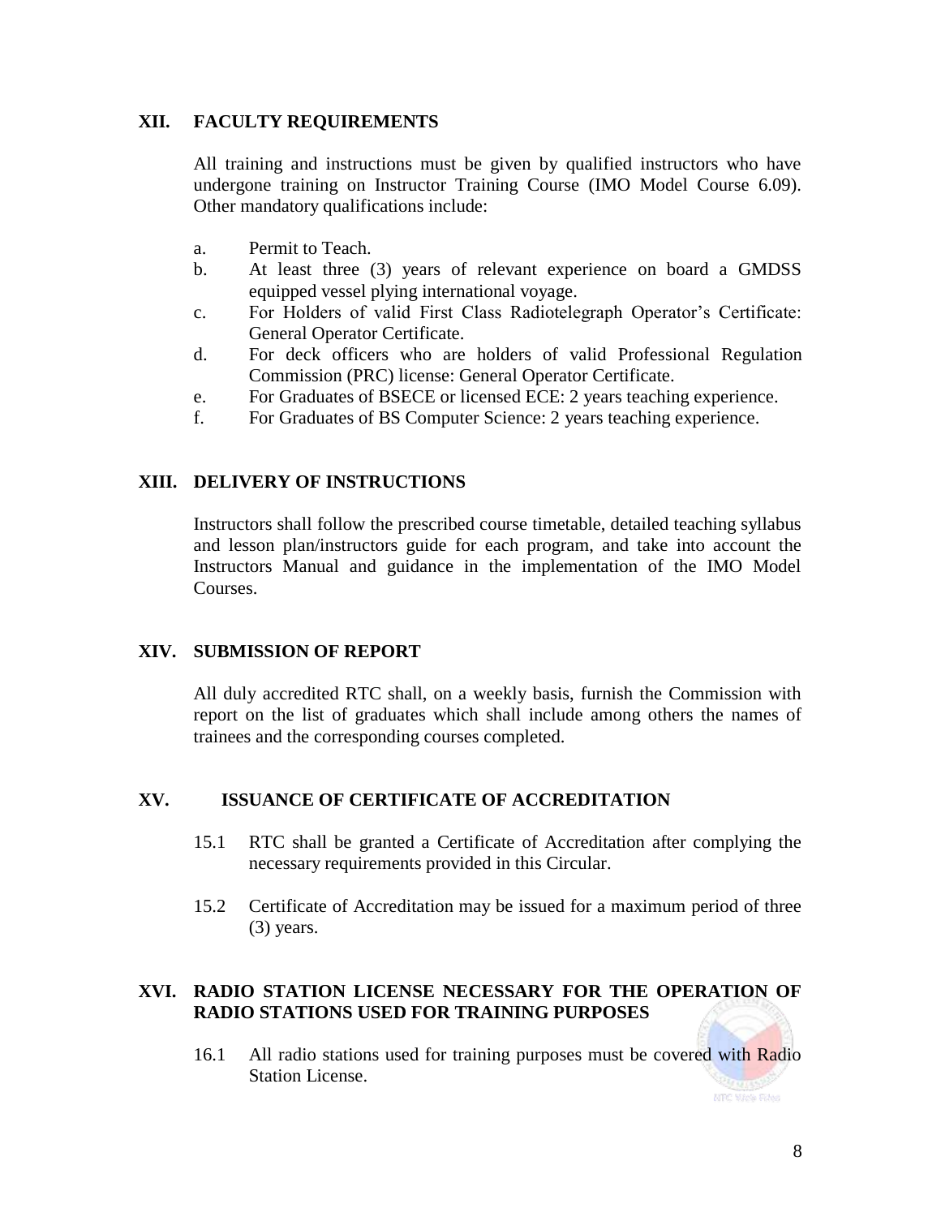## XII. FACULTY REQUIREMENTS

All training and instructions must be given by qualified instructors who have undergone training on Instructor Training Course (IMO Model Course 6.09). Other mandatory qualifications include:

a. Permit to Teach.
b. At least three (3) years of relevant experience on board a GMDSS equipped vessel plying international voyage.
c. For Holders of valid First Class Radiotelegraph Operator's Certificate: General Operator Certificate.
d. For deck officers who are holders of valid Professional Regulation Commission (PRC) license: General Operator Certificate.
e. For Graduates of BSECE or licensed ECE: 2 years teaching experience.
f. For Graduates of BS Computer Science: 2 years teaching experience.

## XIII. DELIVERY OF INSTRUCTIONS

Instructors shall follow the prescribed course timetable, detailed teaching syllabus and lesson plan/instructors guide for each program, and take into account the Instructors Manual and guidance in the implementation of the IMO Model Courses.

## XIV. SUBMISSION OF REPORT

All duly accredited RTC shall, on a weekly basis, furnish the Commission with report on the list of graduates which shall include among others the names of trainees and the corresponding courses completed.

## XV. ISSUANCE OF CERTIFICATE OF ACCREDITATION

15.1 RTC shall be granted a Certificate of Accreditation after complying the necessary requirements provided in this Circular.

15.2 Certificate of Accreditation may be issued for a maximum period of three (3) years.

## XVI. RADIO STATION LICENSE NECESSARY FOR THE OPERATION OF RADIO STATIONS USED FOR TRAINING PURPOSES

16.1 All radio stations used for training purposes must be covered with Radio Station License.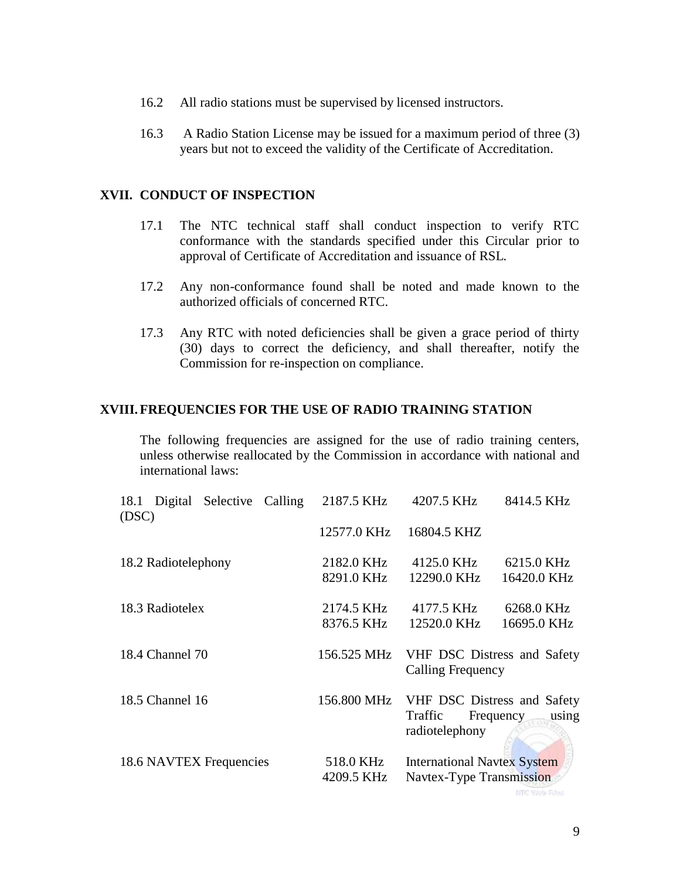16.2 All radio stations must be supervised by licensed instructors.

16.3 A Radio Station License may be issued for a maximum period of three (3) years but not to exceed the validity of the Certificate of Accreditation.

## XVII. CONDUCT OF INSPECTION

17.1 The NTC technical staff shall conduct inspection to verify RTC conformance with the standards specified under this Circular prior to approval of Certificate of Accreditation and issuance of RSL.

17.2 Any non-conformance found shall be noted and made known to the authorized officials of concerned RTC.

17.3 Any RTC with noted deficiencies shall be given a grace period of thirty (30) days to correct the deficiency, and shall thereafter, notify the Commission for re-inspection on compliance.

## XVIII. FREQUENCIES FOR THE USE OF RADIO TRAINING STATION

The following frequencies are assigned for the use of radio training centers, unless otherwise reallocated by the Commission in accordance with national and international laws:

| | | | |
|---|---|---|---|
| 18.1 Digital Selective Calling (DSC) | 2187.5 KHz | 4207.5 KHz | 8414.5 KHz |
| | 12577.0 KHz | 16804.5 KHZ | |
| 18.2 Radiotelephony | 2182.0 KHz | 4125.0 KHz | 6215.0 KHz |
| | 8291.0 KHz | 12290.0 KHz | 16420.0 KHz |
| 18.3 Radiotelex | 2174.5 KHz | 4177.5 KHz | 6268.0 KHz |
| | 8376.5 KHz | 12520.0 KHz | 16695.0 KHz |
| 18.4 Channel 70 | 156.525 MHz | VHF DSC Distress and Safety Calling Frequency | |
| 18.5 Channel 16 | 156.800 MHz | VHF DSC Distress and Safety Traffic Frequency using radiotelephony | |
| 18.6 NAVTEX Frequencies | 518.0 KHz | International Navtex System | |
| | 4209.5 KHz | Navtex-Type Transmission | |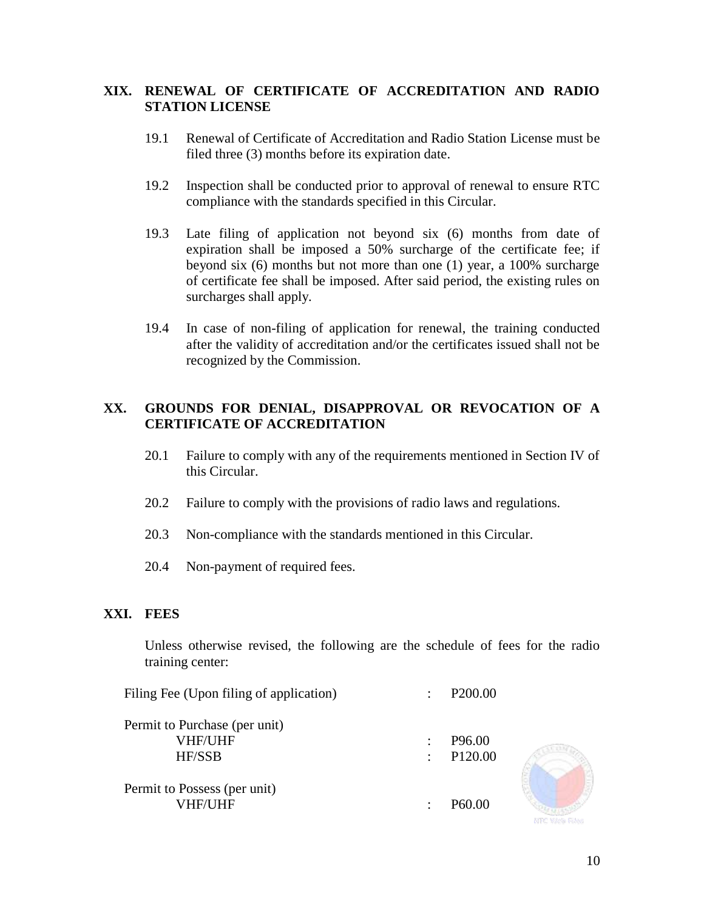## XIX. RENEWAL OF CERTIFICATE OF ACCREDITATION AND RADIO STATION LICENSE

19.1 Renewal of Certificate of Accreditation and Radio Station License must be filed three (3) months before its expiration date.

19.2 Inspection shall be conducted prior to approval of renewal to ensure RTC compliance with the standards specified in this Circular.

19.3 Late filing of application not beyond six (6) months from date of expiration shall be imposed a 50% surcharge of the certificate fee; if beyond six (6) months but not more than one (1) year, a 100% surcharge of certificate fee shall be imposed. After said period, the existing rules on surcharges shall apply.

19.4 In case of non-filing of application for renewal, the training conducted after the validity of accreditation and/or the certificates issued shall not be recognized by the Commission.

## XX. GROUNDS FOR DENIAL, DISAPPROVAL OR REVOCATION OF A CERTIFICATE OF ACCREDITATION

20.1 Failure to comply with any of the requirements mentioned in Section IV of this Circular.

20.2 Failure to comply with the provisions of radio laws and regulations.

20.3 Non-compliance with the standards mentioned in this Circular.

20.4 Non-payment of required fees.

## XXI. FEES

Unless otherwise revised, the following are the schedule of fees for the radio training center:

| | | |
|---|---|---|
| Filing Fee (Upon filing of application) | : | P200.00 |
| Permit to Purchase (per unit) | | |
| VHF/UHF | : | P96.00 |
| HF/SSB | : | P120.00 |
| Permit to Possess (per unit) | | |
| VHF/UHF | : | P60.00 |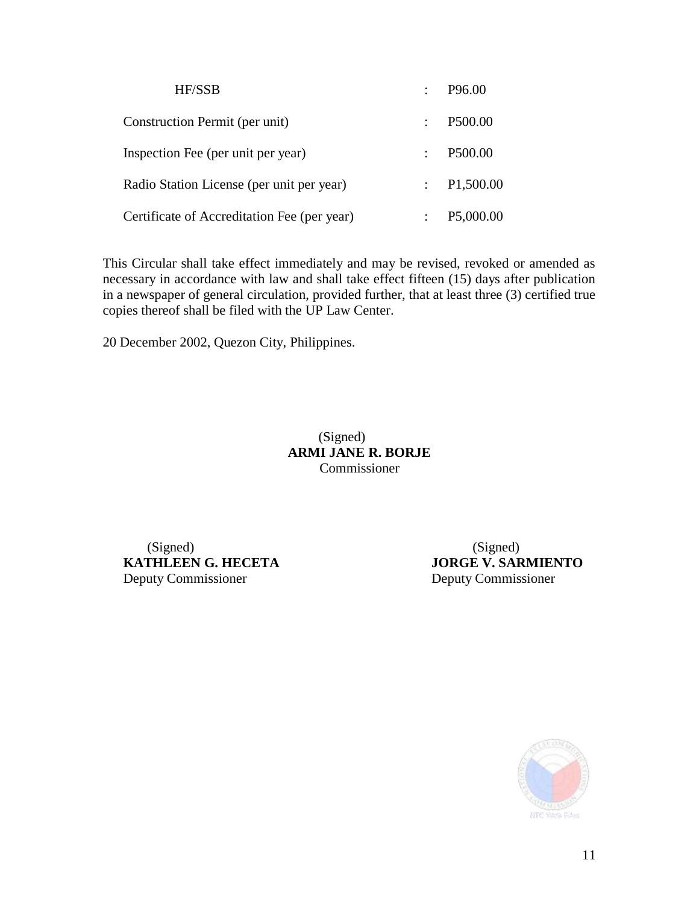| | | |
|---|---|---|
| HF/SSB | : | P96.00 |
| Construction Permit (per unit) | : | P500.00 |
| Inspection Fee (per unit per year) | : | P500.00 |
| Radio Station License (per unit per year) | : | P1,500.00 |
| Certificate of Accreditation Fee (per year) | : | P5,000.00 |

This Circular shall take effect immediately and may be revised, revoked or amended as necessary in accordance with law and shall take effect fifteen (15) days after publication in a newspaper of general circulation, provided further, that at least three (3) certified true copies thereof shall be filed with the UP Law Center.

20 December 2002, Quezon City, Philippines.

(Signed)
**ARMI JANE R. BORJE**
Commissioner

(Signed)
**KATHLEEN G. HECETA**
Deputy Commissioner

(Signed)
**JORGE V. SARMIENTO**
Deputy Commissioner